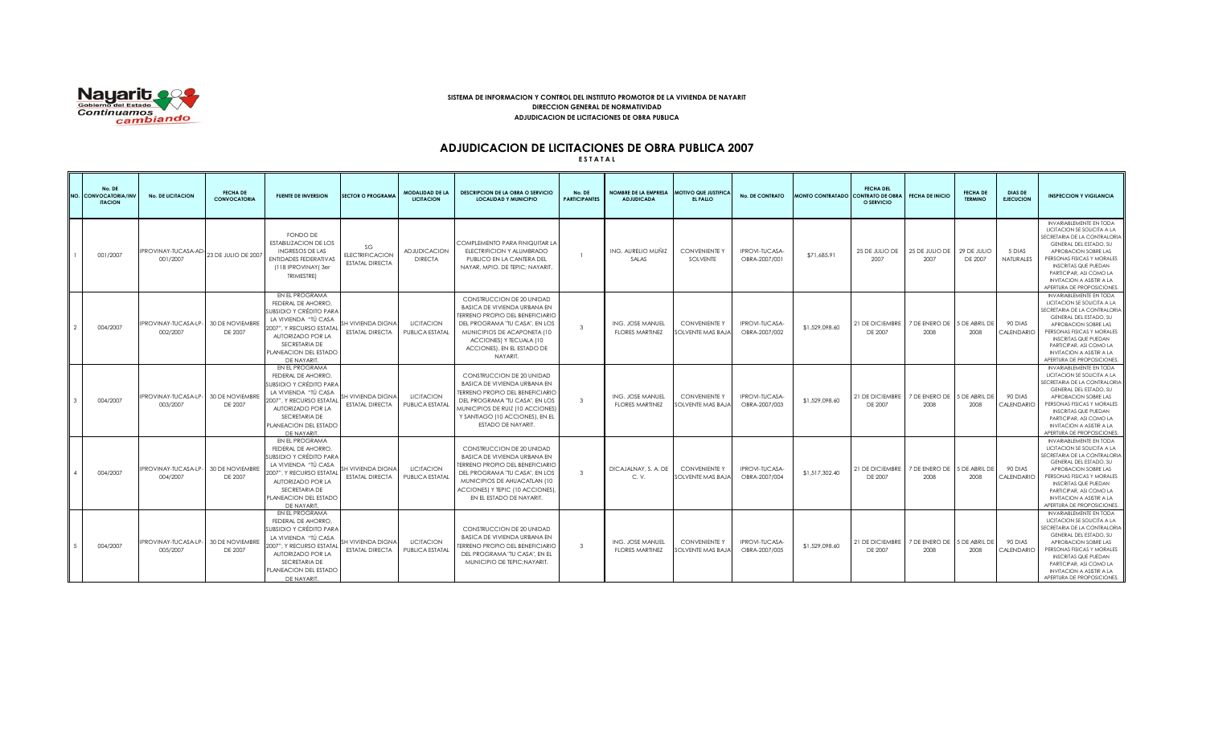**SISTEMA DE INFORMACION Y CONTROL DEL INSTITUTO PROMOTOR DE LA VIVIENDA DE NAYARIT**
**DIRECCION GENERAL DE NORMATIVIDAD**
**ADJUDICACION DE LICITACIONES DE OBRA PUBLICA**

# ADJUDICACION DE LICITACIONES DE OBRA PUBLICA 2007

**E S T A T A L**

| NO. | No. DE CONVOCATORIA/INVITACION | No. DE LICITACION | FECHA DE CONVOCATORIA | FUENTE DE INVERSION | SECTOR O PROGRAMA | MODALIDAD DE LA LICITACION | DESCRIPCION DE LA OBRA O SERVICIO LOCALIDAD Y MUNICIPIO | No. DE PARTICIPANTES | NOMBRE DE LA EMPRESA ADJUDICADA | MOTIVO QUE JUSTIFICA EL FALLO | No. DE CONTRATO | MONTO CONTRATADO | FECHA DEL CONTRATO DE OBRA O SERVICIO | FECHA DE INICIO | FECHA DE TERMINO | DIAS DE EJECUCION | INSPECCION Y VIGILANCIA |
|---|---|---|---|---|---|---|---|---|---|---|---|---|---|---|---|---|---|
| 1 | 001/2007 | IPROVINAY-TUCASA-AD-001/2007 | 23 DE JULIO DE 2007 | FONDO DE ESTABILIZACION DE LOS INGRESOS DE LAS ENTIDADES FEDERATIVAS (118 IPROVINAY( 3er TRIMESTRE) | SG ELECTRIFICACION ESTATAL DIRECTA | ADJUDICACION DIRECTA | COMPLEMENTO PARA FINIQUITAR LA ELECTRIFICION Y ALUMBRADO PUBLICO EN LA CANTERA DEL NAYAR, MPIO. DE TEPIC; NAYARIT. | 1 | ING. AURELIO MUÑIZ SALAS | CONVENIENTE Y SOLVENTE | IPROVI-TUCASA-OBRA-2007/001 | $71,685.91 | 25 DE JULIO DE 2007 | 25 DE JULIO DE 2007 | 29 DE JULIO DE 2007 | 5 DIAS NATURALES | INVARIABLEMENTE EN TODA LICITACION SE SOLICITA A LA SECRETARIA DE LA CONTRALORIA GENERAL DEL ESTADO, SU APROBACION SOBRE LAS PERSONAS FISICAS Y MORALES INSCRITAS QUE PUEDAN PARTICIPAR, ASI COMO LA INVITACION A ASISTIR A LA APERTURA DE PROPOSICIONES. |
| 2 | 004/2007 | IPROVINAY-TUCASA-LP-002/2007 | 30 DE NOVIEMBRE DE 2007 | EN EL PROGRAMA FEDERAL DE AHORRO, SUBSIDIO Y CRÉDITO PARA LA VIVIENDA "TÚ CASA 2007", Y RECURSO ESTATAL AUTORIZADO POR LA SECRETARIA DE PLANEACION DEL ESTADO DE NAYARIT. | SH VIVIENDA DIGNA ESTATAL DIRECTA | LICITACION PUBLICA ESTATAL | CONSTRUCCION DE 20 UNIDAD BASICA DE VIVIENDA URBANA EN TERRENO PROPIO DEL BENEFICIARIO DEL PROGRAMA "TU CASA", EN LOS MUNICIPIOS DE ACAPONETA (10 ACCIONES) Y TECUALA (10 ACCIONES), EN EL ESTADO DE NAYARIT. | 3 | ING. JOSE MANUEL FLORES MARTINEZ | CONVENIENTE Y SOLVENTE MAS BAJA | IPROVI-TUCASA-OBRA-2007/002 | $1,529,098.60 | 21 DE DICIEMBRE DE 2007 | 7 DE ENERO DE 2008 | 5 DE ABRIL DE 2008 | 90 DIAS CALENDARIO | INVARIABLEMENTE EN TODA LICITACION SE SOLICITA A LA SECRETARIA DE LA CONTRALORIA GENERAL DEL ESTADO, SU APROBACION SOBRE LAS PERSONAS FISICAS Y MORALES INSCRITAS QUE PUEDAN PARTICIPAR, ASI COMO LA INVITACION A ASISTIR A LA APERTURA DE PROPOSICIONES. |
| 3 | 004/2007 | IPROVINAY-TUCASA-LP-003/2007 | 30 DE NOVIEMBRE DE 2007 | EN EL PROGRAMA FEDERAL DE AHORRO, SUBSIDIO Y CRÉDITO PARA LA VIVIENDA "TÚ CASA 2007", Y RECURSO ESTATAL AUTORIZADO POR LA SECRETARIA DE PLANEACION DEL ESTADO DE NAYARIT. | SH VIVIENDA DIGNA ESTATAL DIRECTA | LICITACION PUBLICA ESTATAL | CONSTRUCCION DE 20 UNIDAD BASICA DE VIVIENDA URBANA EN TERRENO PROPIO DEL BENEFICIARIO DEL PROGRAMA "TU CASA", EN LOS MUNICIPIOS DE RUIZ (10 ACCIONES) Y SANTIAGO (10 ACCIONES), EN EL ESTADO DE NAYARIT. | 3 | ING. JOSE MANUEL FLORES MARTINEZ | CONVENIENTE Y SOLVENTE MAS BAJA | IPROVI-TUCASA-OBRA-2007/003 | $1,529,098.60 | 21 DE DICIEMBRE DE 2007 | 7 DE ENERO DE 2008 | 5 DE ABRIL DE 2008 | 90 DIAS CALENDARIO | INVARIABLEMENTE EN TODA LICITACION SE SOLICITA A LA SECRETARIA DE LA CONTRALORIA GENERAL DEL ESTADO, SU APROBACION SOBRE LAS PERSONAS FISICAS Y MORALES INSCRITAS QUE PUEDAN PARTICIPAR, ASI COMO LA INVITACION A ASISTIR A LA APERTURA DE PROPOSICIONES. |
| 4 | 004/2007 | IPROVINAY-TUCASA-LP-004/2007 | 30 DE NOVIEMBRE DE 2007 | EN EL PROGRAMA FEDERAL DE AHORRO, SUBSIDIO Y CRÉDITO PARA LA VIVIENDA "TÚ CASA 2007", Y RECURSO ESTATAL AUTORIZADO POR LA SECRETARIA DE PLANEACION DEL ESTADO DE NAYARIT. | SH VIVIENDA DIGNA ESTATAL DIRECTA | LICITACION PUBLICA ESTATAL | CONSTRUCCION DE 20 UNIDAD BASICA DE VIVIENDA URBANA EN TERRENO PROPIO DEL BENEFICIARIO DEL PROGRAMA "TU CASA", EN LOS MUNICIPIOS DE AHUACATLAN (10 ACCIONES) Y TEPIC (10 ACCIONES), EN EL ESTADO DE NAYARIT. | 3 | DICAJALNAY, S. A. DE C. V. | CONVENIENTE Y SOLVENTE MAS BAJA | IPROVI-TUCASA-OBRA-2007/004 | $1,517,302.40 | 21 DE DICIEMBRE DE 2007 | 7 DE ENERO DE 2008 | 5 DE ABRIL DE 2008 | 90 DIAS CALENDARIO | INVARIABLEMENTE EN TODA LICITACION SE SOLICITA A LA SECRETARIA DE LA CONTRALORIA GENERAL DEL ESTADO, SU APROBACION SOBRE LAS PERSONAS FISICAS Y MORALES INSCRITAS QUE PUEDAN PARTICIPAR, ASI COMO LA INVITACION A ASISTIR A LA APERTURA DE PROPOSICIONES. |
| 5 | 004/2007 | IPROVINAY-TUCASA-LP-005/2007 | 30 DE NOVIEMBRE DE 2007 | EN EL PROGRAMA FEDERAL DE AHORRO, SUBSIDIO Y CRÉDITO PARA LA VIVIENDA "TÚ CASA 2007", Y RECURSO ESTATAL AUTORIZADO POR LA SECRETARIA DE PLANEACION DEL ESTADO DE NAYARIT. | SH VIVIENDA DIGNA ESTATAL DIRECTA | LICITACION PUBLICA ESTATAL | CONSTRUCCION DE 20 UNIDAD BASICA DE VIVIENDA URBANA EN TERRENO PROPIO DEL BENEFICIARIO DEL PROGRAMA "TU CASA", EN EL MUNICIPIO DE TEPIC;NAYARIT. | 3 | ING. JOSE MANUEL FLORES MARTINEZ | CONVENIENTE Y SOLVENTE MAS BAJA | IPROVI-TUCASA-OBRA-2007/005 | $1,529,098.60 | 21 DE DICIEMBRE DE 2007 | 7 DE ENERO DE 2008 | 5 DE ABRIL DE 2008 | 90 DIAS CALENDARIO | INVARIABLEMENTE EN TODA LICITACION SE SOLICITA A LA SECRETARIA DE LA CONTRALORIA GENERAL DEL ESTADO, SU APROBACION SOBRE LAS PERSONAS FISICAS Y MORALES INSCRITAS QUE PUEDAN PARTICIPAR, ASI COMO LA INVITACION A ASISTIR A LA APERTURA DE PROPOSICIONES. |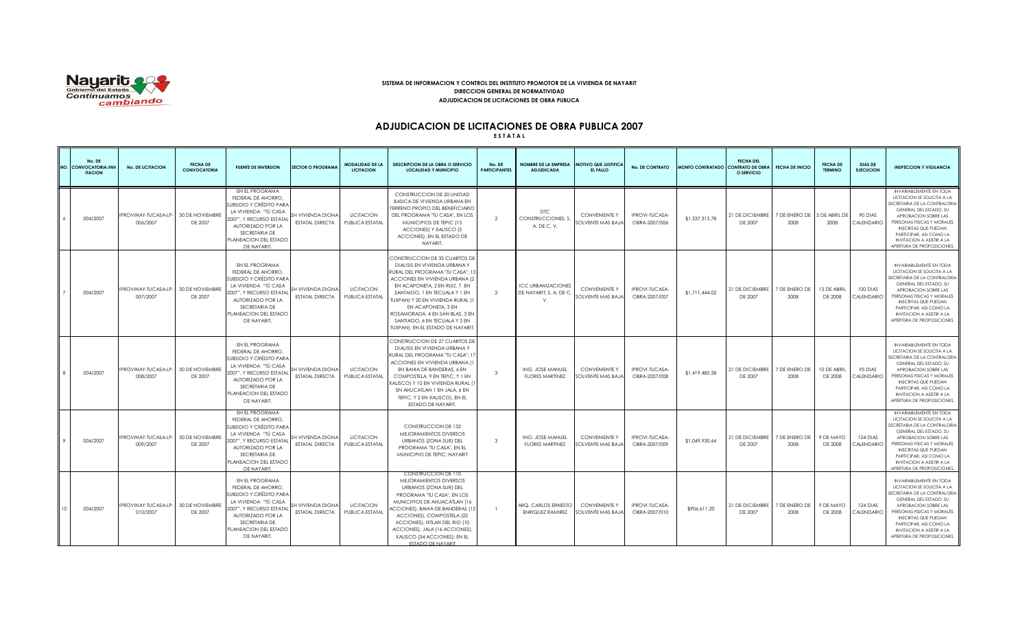**SISTEMA DE INFORMACION Y CONTROL DEL INSTITUTO PROMOTOR DE LA VIVIENDA DE NAYARIT**
**DIRECCION GENERAL DE NORMATIVIDAD**
**ADJUDICACION DE LICITACIONES DE OBRA PUBLICA**

# ADJUDICACION DE LICITACIONES DE OBRA PUBLICA 2007

**E S T A T A L**

| NO. | No. DE CONVOCATORIA/INVITACION | No. DE LICITACION | FECHA DE CONVOCATORIA | FUENTE DE INVERSION | SECTOR O PROGRAMA | MODALIDAD DE LA LICITACION | DESCRIPCION DE LA OBRA O SERVICIO LOCALIDAD Y MUNICIPIO | No. DE PARTICIPANTES | NOMBRE DE LA EMPRESA ADJUDICADA | MOTIVO QUE JUSTIFICA EL FALLO | No. DE CONTRATO | MONTO CONTRATADO | FECHA DEL CONTRATO DE OBRA O SERVICIO | FECHA DE INICIO | FECHA DE TERMINO | DIAS DE EJECUCION | INSPECCION Y VIGILANCIA |
|---|---|---|---|---|---|---|---|---|---|---|---|---|---|---|---|---|---|
| 6 | 004/2007 | IPROVINAY-TUCASA-LP-006/2007 | 30 DE NOVIEMBRE DE 2007 | EN EL PROGRAMA FEDERAL DE AHORRO, SUBSIDIO Y CRÉDITO PARA LA VIVIENDA "TÚ CASA 2007", Y RECURSO ESTATAL AUTORIZADO POR LA SECRETARIA DE PLANEACION DEL ESTADO DE NAYARIT. | SH VIVIENDA DIGNA ESTATAL DIRECTA | LICITACION PUBLICA ESTATAL | CONSTRUCCION DE 20 UNIDAD BASICA DE VIVIENDA URBANA EN TERRENO PROPIO DEL BENEFICIARIO DEL PROGRAMA "TU CASA", EN LOS MUNICIPIOS DE TEPIC (15 ACCIONES) Y XALISCO (5 ACCIONES), EN EL ESTADO DE NAYARIT. | 2 | DTC CONSTRUCCIONES, S. A. DE C. V. | CONVENIENTE Y SOLVENTE MAS BAJA | IPROVI-TUCASA-OBRA-2007/006 | $1,537,315.78 | 21 DE DICIEMBRE DE 2007 | 7 DE ENERO DE 2008 | 5 DE ABRIL DE 2008 | 90 DIAS CALENDARIO | INVARIABLEMENTE EN TODA LICITACION SE SOLICITA A LA SECRETARIA DE LA CONTRALORIA GENERAL DEL ESTADO, SU APROBACION SOBRE LAS PERSONAS FISICAS Y MORALES INSCRITAS QUE PUEDAN PARTICIPAR, ASI COMO LA INVITACION A ASISTIR A LA APERTURA DE PROPOSICIONES. |
| 7 | 004/2007 | IPROVINAY-TUCASA-LP-007/2007 | 30 DE NOVIEMBRE DE 2007 | EN EL PROGRAMA FEDERAL DE AHORRO, SUBSIDIO Y CRÉDITO PARA LA VIVIENDA "TÚ CASA 2007", Y RECURSO ESTATAL AUTORIZADO POR LA SECRETARIA DE PLANEACION DEL ESTADO DE NAYARIT. | SH VIVIENDA DIGNA ESTATAL DIRECTA | LICITACION PUBLICA ESTATAL | CONSTRUCCION DE 33 CUARTOS DE DIALISIS EN VIVIENDA URBANA Y RURAL DEL PROGRAMA "TU CASA": 13 ACCIONES EN VIVIENDA URBANA (2 EN ACAPONETA, 2 EN RUIZ, 7 EN SANTAIGO, 1 EN TECUALA Y 1 EN TUXPAN) Y 20 EN VIVIENDA RURAL (1 EN ACAPONETA, 3 EN ROSAMORADA, 4 EN SAN BLAS, 3 EN SANTIAGO, 6 EN TECUALA Y 3 EN TUXPAN), EN EL ESTADO DE NAYARIT. | 2 | ICC URBANIZACIONES DE NAYARIT, S. A. DE C. V. | CONVENIENTE Y SOLVENTE MAS BAJA | IPROVI-TUCASA-OBRA-2007/007 | $1,711,444.02 | 21 DE DICIEMBRE DE 2007 | 7 DE ENERO DE 2008 | 15 DE ABRIL DE 2008 | 100 DIAS CALENDARIO | INVARIABLEMENTE EN TODA LICITACION SE SOLICITA A LA SECRETARIA DE LA CONTRALORIA GENERAL DEL ESTADO, SU APROBACION SOBRE LAS PERSONAS FISICAS Y MORALES INSCRITAS QUE PUEDAN PARTICIPAR, ASI COMO LA INVITACION A ASISTIR A LA APERTURA DE PROPOSICIONES. |
| 8 | 004/2007 | IPROVINAY-TUCASA-LP-008/2007 | 30 DE NOVIEMBRE DE 2007 | EN EL PROGRAMA FEDERAL DE AHORRO, SUBSIDIO Y CRÉDITO PARA LA VIVIENDA "TÚ CASA 2007", Y RECURSO ESTATAL AUTORIZADO POR LA SECRETARIA DE PLANEACION DEL ESTADO DE NAYARIT. | SH VIVIENDA DIGNA ESTATAL DIRECTA | LICITACION PUBLICA ESTATAL | CONSTRUCCION DE 27 CUARTOS DE DIALISIS EN VIVIENDA URBANA Y RURAL DEL PROGRAMA "TU CASA": 17 ACCIONES EN VIVIENDA URBANA (1 EN BAHIA DE BANDERAS, 6 EN COMPOSTELA, 9 EN TEPIC, Y 1 EN XALISCO) Y 10 EN VIVIENDA RURAL (1 EN AHUCATLAN 1 EN JALA, 6 EN TEPIC, Y 2 EN XALISCO), EN EL ESTADO DE NAYARIT. | 3 | ING. JOSE MANUEL FLORES MARTINEZ | CONVENIENTE Y SOLVENTE MAS BAJA | IPROVI-TUCASA-OBRA-2007/008 | $1,419,485.58 | 21 DE DICIEMBRE DE 2007 | 7 DE ENERO DE 2008 | 10 DE ABRIL DE 2008 | 95 DIAS CALENDARIO | INVARIABLEMENTE EN TODA LICITACION SE SOLICITA A LA SECRETARIA DE LA CONTRALORIA GENERAL DEL ESTADO, SU APROBACION SOBRE LAS PERSONAS FISICAS Y MORALES INSCRITAS QUE PUEDAN PARTICIPAR, ASI COMO LA INVITACION A ASISTIR A LA APERTURA DE PROPOSICIONES. |
| 9 | 004/2007 | IPROVINAY-TUCASA-LP-009/2007 | 30 DE NOVIEMBRE DE 2007 | EN EL PROGRAMA FEDERAL DE AHORRO, SUBSIDIO Y CRÉDITO PARA LA VIVIENDA "TÚ CASA 2007", Y RECURSO ESTATAL AUTORIZADO POR LA SECRETARIA DE PLANEACION DEL ESTADO DE NAYARIT. | SH VIVIENDA DIGNA ESTATAL DIRECTA | LICITACION PUBLICA ESTATAL | CONSTRUCCION DE 132 MEJORAMIENTOS DIVERSOS URBANOS (ZONA SUR) DEL PROGRAMA "TU CASA", EN EL MUNICIPIO DE TEPIC; NAYARIT | 3 | ING. JOSE MANUEL FLORES MARTINEZ | CONVENIENTE Y SOLVENTE MAS BAJA | IPROVI-TUCASA-OBRA-2007/009 | $1,049,930.64 | 21 DE DICIEMBRE DE 2007 | 7 DE ENERO DE 2008 | 9 DE MAYO DE 2008 | 124 DIAS CALENDARIO | INVARIABLEMENTE EN TODA LICITACION SE SOLICITA A LA SECRETARIA DE LA CONTRALORIA GENERAL DEL ESTADO, SU APROBACION SOBRE LAS PERSONAS FISICAS Y MORALES INSCRITAS QUE PUEDAN PARTICIPAR, ASI COMO LA INVITACION A ASISTIR A LA APERTURA DE PROPOSICIONES. |
| 10 | 004/2007 | IPROVINAY-TUCASA-LP-010/2007 | 30 DE NOVIEMBRE DE 2007 | EN EL PROGRAMA FEDERAL DE AHORRO, SUBSIDIO Y CRÉDITO PARA LA VIVIENDA "TÚ CASA 2007", Y RECURSO ESTATAL AUTORIZADO POR LA SECRETARIA DE PLANEACION DEL ESTADO DE NAYARIT. | SH VIVIENDA DIGNA ESTATAL DIRECTA | LICITACION PUBLICA ESTATAL | CONSTRUCCION DE 110 MEJORAMIENTOS DIVERSOS URBANOS (ZONA SUR) DEL PROGRAMA "TU CASA", EN LOS MUNICIPIOS DE AHUACATLAN (16 ACCIONES), BAHIA DE BANDERAS (12 ACCIONES), COMPOSTELA (22 ACCIONES), IXTLAN DEL RIO (10 ACCIONES), JALA (16 ACCIONES), XALISCO (34 ACCIONES); EN EL ESTADO DE NAYARIT | 1 | ARQ. CARLOS ERNESTO ENRIQUEZ RAMIREZ | CONVENIENTE Y SOLVENTE MAS BAJA | IPROVI-TUCASA-OBRA-2007/010 | $906,611.20 | 21 DE DICIEMBRE DE 2007 | 7 DE ENERO DE 2008 | 9 DE MAYO DE 2008 | 124 DIAS CALENDARIO | INVARIABLEMENTE EN TODA LICITACION SE SOLICITA A LA SECRETARIA DE LA CONTRALORIA GENERAL DEL ESTADO, SU APROBACION SOBRE LAS PERSONAS FISICAS Y MORALES INSCRITAS QUE PUEDAN PARTICIPAR, ASI COMO LA INVITACION A ASISTIR A LA APERTURA DE PROPOSICIONES. |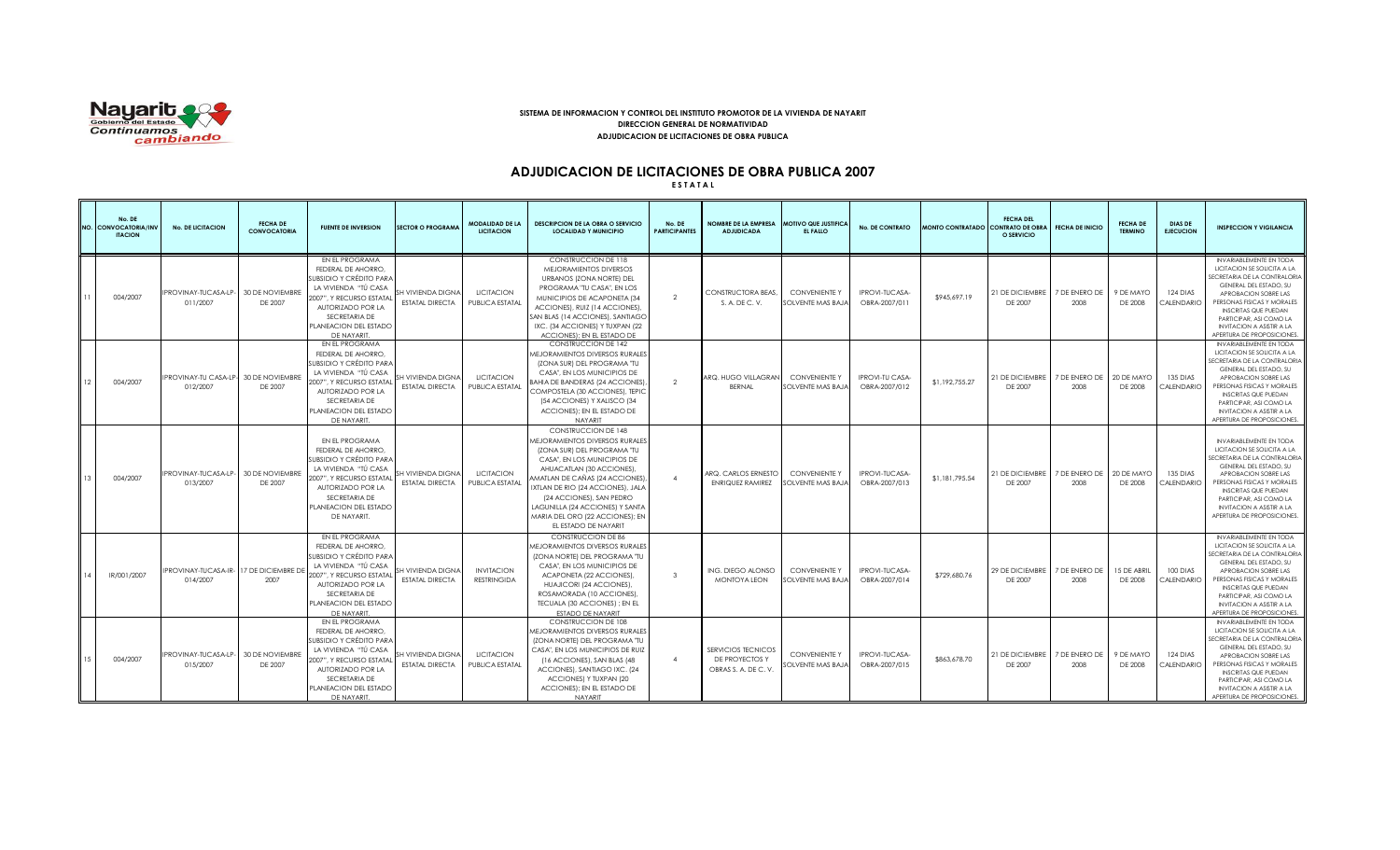**SISTEMA DE INFORMACION Y CONTROL DEL INSTITUTO PROMOTOR DE LA VIVIENDA DE NAYARIT**
**DIRECCION GENERAL DE NORMATIVIDAD**
**ADJUDICACION DE LICITACIONES DE OBRA PUBLICA**

# ADJUDICACION DE LICITACIONES DE OBRA PUBLICA 2007

**E S T A T A L**

| NO. | No. DE CONVOCATORIA/INVITACION | No. DE LICITACION | FECHA DE CONVOCATORIA | FUENTE DE INVERSION | SECTOR O PROGRAMA | MODALIDAD DE LA LICITACION | DESCRIPCION DE LA OBRA O SERVICIO LOCALIDAD Y MUNICIPIO | No. DE PARTICIPANTES | NOMBRE DE LA EMPRESA ADJUDICADA | MOTIVO QUE JUSTIFICA EL FALLO | No. DE CONTRATO | MONTO CONTRATADO | FECHA DEL CONTRATO DE OBRA O SERVICIO | FECHA DE INICIO | FECHA DE TERMINO | DIAS DE EJECUCION | INSPECCION Y VIGILANCIA |
|---|---|---|---|---|---|---|---|---|---|---|---|---|---|---|---|---|---|
| 11 | 004/2007 | IPROVINAY-TUCASA-LP-011/2007 | 30 DE NOVIEMBRE DE 2007 | EN EL PROGRAMA FEDERAL DE AHORRO, SUBSIDIO Y CRÉDITO PARA LA VIVIENDA "TÚ CASA 2007", Y RECURSO ESTATAL AUTORIZADO POR LA SECRETARIA DE PLANEACION DEL ESTADO DE NAYARIT. | SH VIVIENDA DIGNA ESTATAL DIRECTA | LICITACION PUBLICA ESTATAL | CONSTRUCCION DE 118 MEJORAMIENTOS DIVERSOS URBANOS (ZONA NORTE) DEL PROGRAMA "TU CASA", EN LOS MUNICIPIOS DE ACAPONETA (34 ACCIONES), RUIZ (14 ACCIONES), SAN BLAS (14 ACCIONES), SANTIAGO IXC. (34 ACCIONES) Y TUXPAN (22 ACCIONES); EN EL ESTADO DE | 2 | CONSTRUCTORA BEAS, S. A. DE C. V. | CONVENIENTE Y SOLVENTE MAS BAJA | IPROVI-TUCASA-OBRA-2007/011 | $945,697.19 | 21 DE DICIEMBRE DE 2007 | 7 DE ENERO DE 2008 | 9 DE MAYO DE 2008 | 124 DIAS CALENDARIO | INVARIABLEMENTE EN TODA LICITACION SE SOLICITA A LA SECRETARIA DE LA CONTRALORIA GENERAL DEL ESTADO, SU APROBACION SOBRE LAS PERSONAS FISICAS Y MORALES INSCRITAS QUE PUEDAN PARTICIPAR, ASI COMO LA INVITACION A ASITIR A LA APERTURA DE PROPOSICIONES. |
| 12 | 004/2007 | IPROVINAY-TU CASA-LP-012/2007 | 30 DE NOVIEMBRE DE 2007 | EN EL PROGRAMA FEDERAL DE AHORRO, SUBSIDIO Y CRÉDITO PARA LA VIVIENDA "TÚ CASA 2007", Y RECURSO ESTATAL AUTORIZADO POR LA SECRETARIA DE PLANEACION DEL ESTADO DE NAYARIT. | SH VIVIENDA DIGNA ESTATAL DIRECTA | LICITACION PUBLICA ESTATAL | CONSTRUCCION DE 142 MEJORAMIENTOS DIVERSOS RURALES (ZONA SUR) DEL PROGRAMA "TU CASA", EN LOS MUNICIPIOS DE BAHIA DE BANDERAS (24 ACCIONES), COMPOSTELA (30 ACCIONES), TEPIC (54 ACCIONES) Y XALISCO (34 ACCIONES); EN EL ESTADO DE NAYARIT | 2 | ARQ. HUGO VILLAGRAN BERNAL | CONVENIENTE Y SOLVENTE MAS BAJA | IPROVI-TU CASA-OBRA-2007/012 | $1,192,755.27 | 21 DE DICIEMBRE DE 2007 | 7 DE ENERO DE 2008 | 20 DE MAYO DE 2008 | 135 DIAS CALENDARIO | INVARIABLEMENTE EN TODA LICITACION SE SOLICITA A LA SECRETARIA DE LA CONTRALORIA GENERAL DEL ESTADO, SU APROBACION SOBRE LAS PERSONAS FISICAS Y MORALES INSCRITAS QUE PUEDAN PARTICIPAR, ASI COMO LA INVITACION A ASITIR A LA APERTURA DE PROPOSICIONES. |
| 13 | 004/2007 | IPROVINAY-TUCASA-LP-013/2007 | 30 DE NOVIEMBRE DE 2007 | EN EL PROGRAMA FEDERAL DE AHORRO, SUBSIDIO Y CRÉDITO PARA LA VIVIENDA "TÚ CASA 2007", Y RECURSO ESTATAL AUTORIZADO POR LA SECRETARIA DE PLANEACION DEL ESTADO DE NAYARIT. | SH VIVIENDA DIGNA ESTATAL DIRECTA | LICITACION PUBLICA ESTATAL | CONSTRUCCION DE 148 MEJORAMIENTOS DIVERSOS RURALES (ZONA SUR) DEL PROGRAMA "TU CASA", EN LOS MUNICIPIOS DE AHUACATLAN (30 ACCIONES), AMATLAN DE CAÑAS (24 ACCIONES), IXTLAN DE RIO (24 ACCIONES), JALA (24 ACCIONES), SAN PEDRO LAGUNILLA (24 ACCIONES) Y SANTA MARIA DEL ORO (22 ACCIONES); EN EL ESTADO DE NAYARIT | 4 | ARQ. CARLOS ERNESTO ENRIQUEZ RAMIREZ | CONVENIENTE Y SOLVENTE MAS BAJA | IPROVI-TUCASA-OBRA-2007/013 | $1,181,795.54 | 21 DE DICIEMBRE DE 2007 | 7 DE ENERO DE 2008 | 20 DE MAYO DE 2008 | 135 DIAS CALENDARIO | INVARIABLEMENTE EN TODA LICITACION SE SOLICITA A LA SECRETARIA DE LA CONTRALORIA GENERAL DEL ESTADO, SU APROBACION SOBRE LAS PERSONAS FISICAS Y MORALES INSCRITAS QUE PUEDAN PARTICIPAR, ASI COMO LA INVITACION A ASITIR A LA APERTURA DE PROPOSICIONES. |
| 14 | IR/001/2007 | IPROVINAY-TUCASA-IR-014/2007 | 17 DE DICIEMBRE DE 2007 | EN EL PROGRAMA FEDERAL DE AHORRO, SUBSIDIO Y CRÉDITO PARA LA VIVIENDA "TÚ CASA 2007", Y RECURSO ESTATAL AUTORIZADO POR LA SECRETARIA DE PLANEACION DEL ESTADO DE NAYARIT. | SH VIVIENDA DIGNA ESTATAL DIRECTA | INVITACION RESTRINGIDA | CONSTRUCCION DE 86 MEJORAMIENTOS DIVERSOS RURALES (ZONA NORTE) DEL PROGRAMA "TU CASA", EN LOS MUNICIPIOS DE ACAPONETA (22 ACCIONES), HUAJICORI (24 ACCIONES), ROSAMORADA (10 ACCIONES), TECUALA (30 ACCIONES) ; EN EL ESTADO DE NAYARIT | 3 | ING. DIEGO ALONSO MONTOYA LEON | CONVENIENTE Y SOLVENTE MAS BAJA | IPROVI-TUCASA-OBRA-2007/014 | $729,680.76 | 29 DE DICIEMBRE DE 2007 | 7 DE ENERO DE 2008 | 15 DE ABRIL DE 2008 | 100 DIAS CALENDARIO | INVARIABLEMENTE EN TODA LICITACION SE SOLICITA A LA SECRETARIA DE LA CONTRALORIA GENERAL DEL ESTADO, SU APROBACION SOBRE LAS PERSONAS FISICAS Y MORALES INSCRITAS QUE PUEDAN PARTICIPAR, ASI COMO LA INVITACION A ASITIR A LA APERTURA DE PROPOSICIONES. |
| 15 | 004/2007 | IPROVINAY-TUCASA-LP-015/2007 | 30 DE NOVIEMBRE DE 2007 | EN EL PROGRAMA FEDERAL DE AHORRO, SUBSIDIO Y CRÉDITO PARA LA VIVIENDA "TÚ CASA 2007", Y RECURSO ESTATAL AUTORIZADO POR LA SECRETARIA DE PLANEACION DEL ESTADO DE NAYARIT. | SH VIVIENDA DIGNA ESTATAL DIRECTA | LICITACION PUBLICA ESTATAL | CONSTRUCCION DE 108 MEJORAMIENTOS DIVERSOS RURALES (ZONA NORTE) DEL PROGRAMA "TU CASA", EN LOS MUNICIPIOS DE RUIZ (16 ACCIONES), SAN BLAS (48 ACCIONES), SANTIAGO IXC. (24 ACCIONES) Y TUXPAN (20 ACCIONES); EN EL ESTADO DE NAYARIT | 4 | SERVICIOS TECNICOS DE PROYECTOS Y OBRAS S. A. DE C. V. | CONVENIENTE Y SOLVENTE MAS BAJA | IPROVI-TUCASA-OBRA-2007/015 | $863,678.70 | 21 DE DICIEMBRE DE 2007 | 7 DE ENERO DE 2008 | 9 DE MAYO DE 2008 | 124 DIAS CALENDARIO | INVARIABLEMENTE EN TODA LICITACION SE SOLICITA A LA SECRETARIA DE LA CONTRALORIA GENERAL DEL ESTADO, SU APROBACION SOBRE LAS PERSONAS FISICAS Y MORALES INSCRITAS QUE PUEDAN PARTICIPAR, ASI COMO LA INVITACION A ASITIR A LA APERTURA DE PROPOSICIONES. |